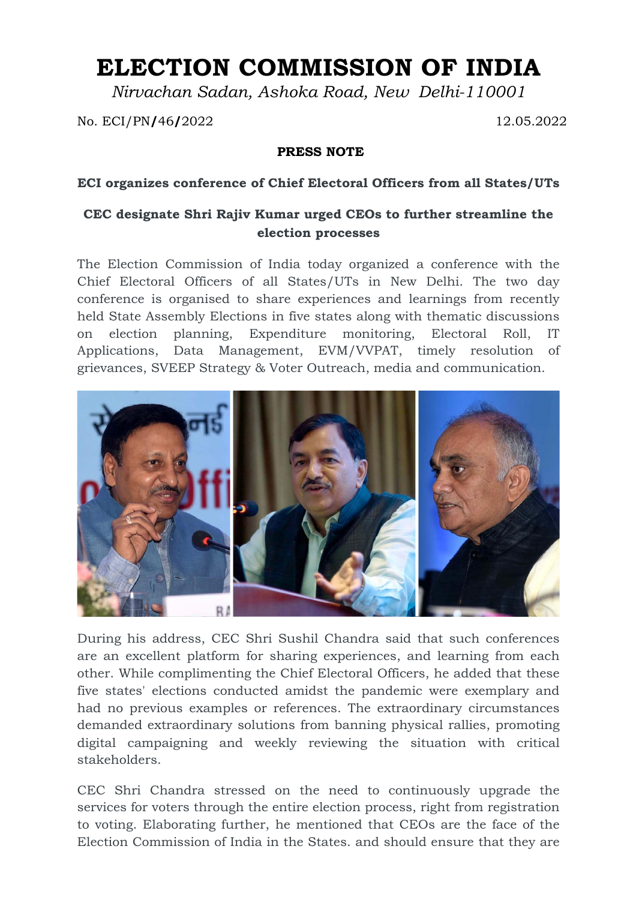# ELECTION COMMISSION OF INDIA

*Nirvachan Sadan, Ashoka Road, New Delhi-110001*

No. ECI/PN/46/2022 12.05.2022

**PRESS NOTE**

**ECI organizes conference of Chief Electoral Officers from all States/UTs**

**CEC designate Shri Rajiv Kumar urged CEOs to further streamline the election processes**

The Election Commission of India today organized a conference with the Chief Electoral Officers of all States/UTs in New Delhi. The two day conference is organised to share experiences and learnings from recently held State Assembly Elections in five states along with thematic discussions on election planning, Expenditure monitoring, Electoral Roll, IT Applications, Data Management, EVM/VVPAT, timely resolution of grievances, SVEEP Strategy & Voter Outreach, media and communication.

During his address, CEC Shri Sushil Chandra said that such conferences are an excellent platform for sharing experiences, and learning from each other. While complimenting the Chief Electoral Officers, he added that these five states' elections conducted amidst the pandemic were exemplary and had no previous examples or references. The extraordinary circumstances demanded extraordinary solutions from banning physical rallies, promoting digital campaigning and weekly reviewing the situation with critical stakeholders.

CEC Shri Chandra stressed on the need to continuously upgrade the services for voters through the entire election process, right from registration to voting. Elaborating further, he mentioned that CEOs are the face of the Election Commission of India in the States. and should ensure that they are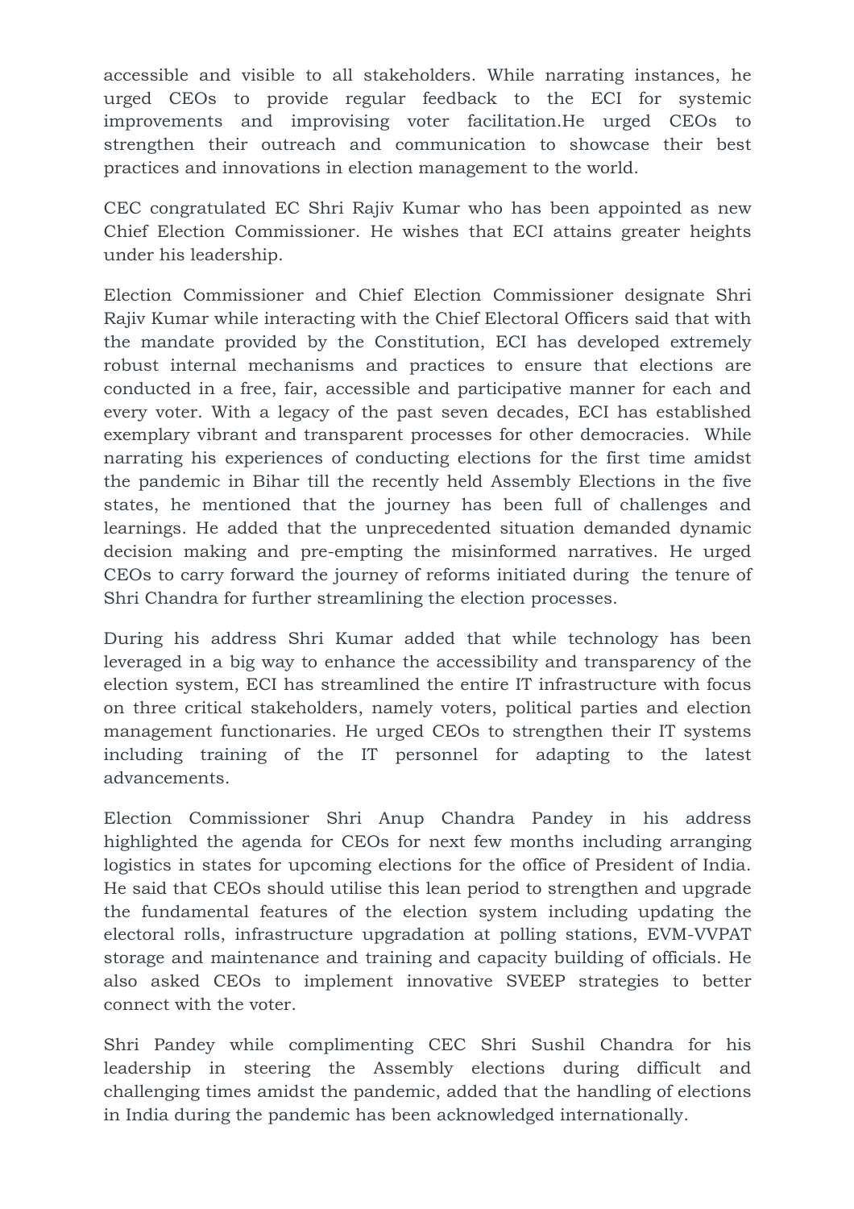accessible and visible to all stakeholders. While narrating instances, he urged CEOs to provide regular feedback to the ECI for systemic improvements and improvising voter facilitation.He urged CEOs to strengthen their outreach and communication to showcase their best practices and innovations in election management to the world.

CEC congratulated EC Shri Rajiv Kumar who has been appointed as new Chief Election Commissioner. He wishes that ECI attains greater heights under his leadership.

Election Commissioner and Chief Election Commissioner designate Shri Rajiv Kumar while interacting with the Chief Electoral Officers said that with the mandate provided by the Constitution, ECI has developed extremely robust internal mechanisms and practices to ensure that elections are conducted in a free, fair, accessible and participative manner for each and every voter. With a legacy of the past seven decades, ECI has established exemplary vibrant and transparent processes for other democracies. While narrating his experiences of conducting elections for the first time amidst the pandemic in Bihar till the recently held Assembly Elections in the five states, he mentioned that the journey has been full of challenges and learnings. He added that the unprecedented situation demanded dynamic decision making and pre-empting the misinformed narratives. He urged CEOs to carry forward the journey of reforms initiated during the tenure of Shri Chandra for further streamlining the election processes.

During his address Shri Kumar added that while technology has been leveraged in a big way to enhance the accessibility and transparency of the election system, ECI has streamlined the entire IT infrastructure with focus on three critical stakeholders, namely voters, political parties and election management functionaries. He urged CEOs to strengthen their IT systems including training of the IT personnel for adapting to the latest advancements.

Election Commissioner Shri Anup Chandra Pandey in his address highlighted the agenda for CEOs for next few months including arranging logistics in states for upcoming elections for the office of President of India. He said that CEOs should utilise this lean period to strengthen and upgrade the fundamental features of the election system including updating the electoral rolls, infrastructure upgradation at polling stations, EVM-VVPAT storage and maintenance and training and capacity building of officials. He also asked CEOs to implement innovative SVEEP strategies to better connect with the voter.

Shri Pandey while complimenting CEC Shri Sushil Chandra for his leadership in steering the Assembly elections during difficult and challenging times amidst the pandemic, added that the handling of elections in India during the pandemic has been acknowledged internationally.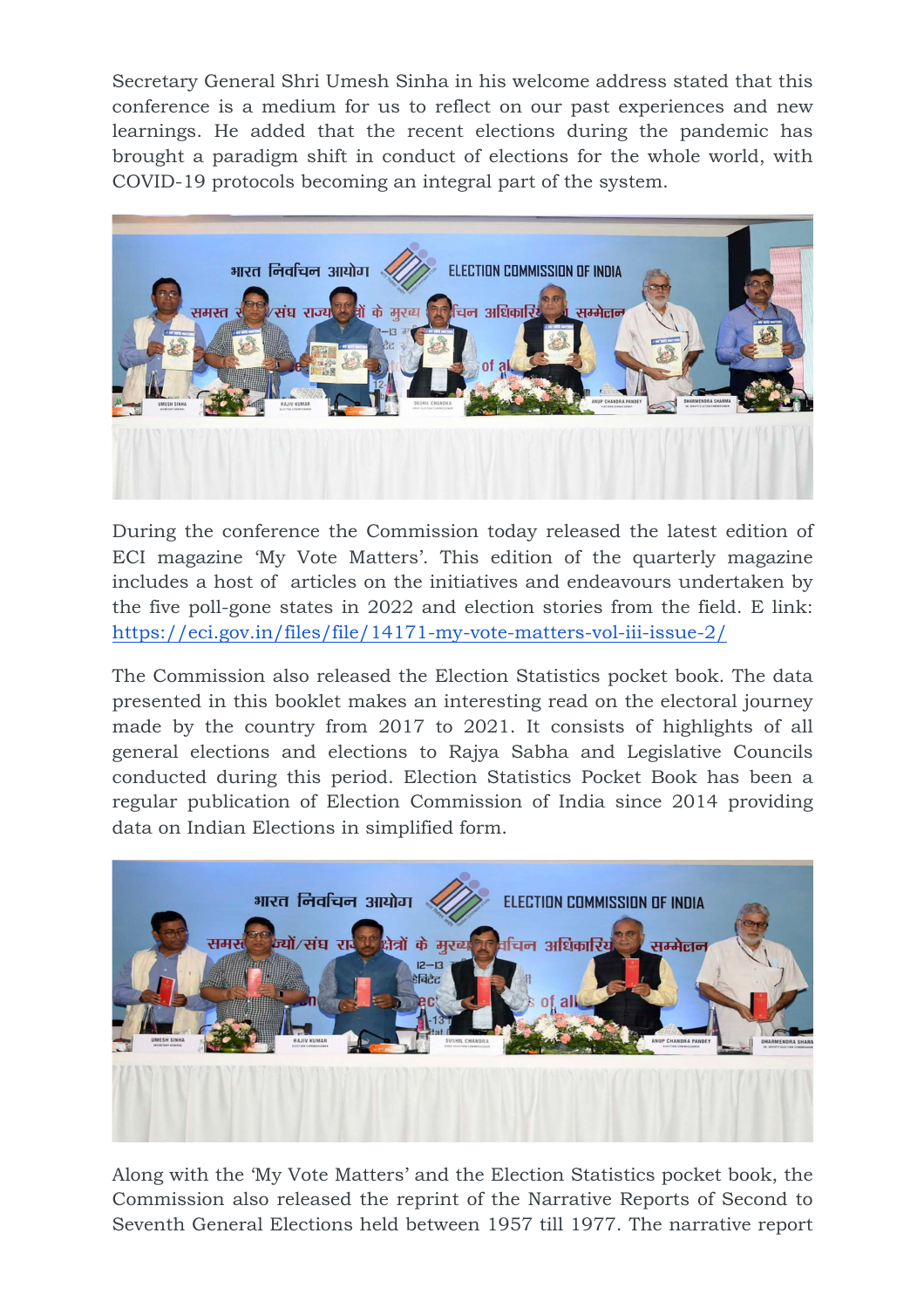Secretary General Shri Umesh Sinha in his welcome address stated that this conference is a medium for us to reflect on our past experiences and new learnings. He added that the recent elections during the pandemic has brought a paradigm shift in conduct of elections for the whole world, with COVID-19 protocols becoming an integral part of the system.

During the conference the Commission today released the latest edition of ECI magazine 'My Vote Matters'. This edition of the quarterly magazine includes a host of articles on the initiatives and endeavours undertaken by the five poll-gone states in 2022 and election stories from the field. E link: [https://eci.gov.in/files/file/14171-my-vote-matters-vol-iii-issue-2/](https://eci.gov.in/files/file/14171-my-vote-matters-vol-iii-issue-2/)

The Commission also released the Election Statistics pocket book. The data presented in this booklet makes an interesting read on the electoral journey made by the country from 2017 to 2021. It consists of highlights of all general elections and elections to Rajya Sabha and Legislative Councils conducted during this period. Election Statistics Pocket Book has been a regular publication of Election Commission of India since 2014 providing data on Indian Elections in simplified form.

Along with the 'My Vote Matters' and the Election Statistics pocket book, the Commission also released the reprint of the Narrative Reports of Second to Seventh General Elections held between 1957 till 1977. The narrative report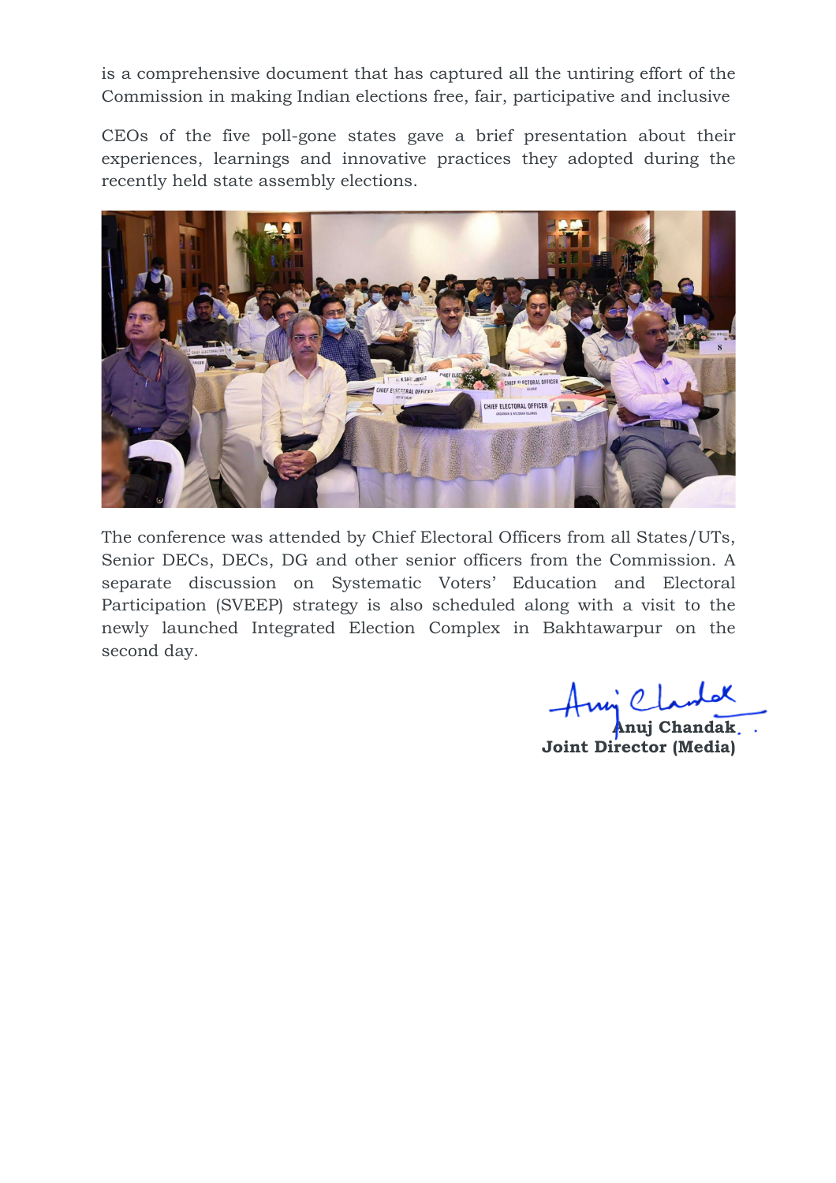is a comprehensive document that has captured all the untiring effort of the Commission in making Indian elections free, fair, participative and inclusive

CEOs of the five poll-gone states gave a brief presentation about their experiences, learnings and innovative practices they adopted during the recently held state assembly elections.

The conference was attended by Chief Electoral Officers from all States/UTs, Senior DECs, DECs, DG and other senior officers from the Commission. A separate discussion on Systematic Voters' Education and Electoral Participation (SVEEP) strategy is also scheduled along with a visit to the newly launched Integrated Election Complex in Bakhtawarpur on the second day.

**Anuj Chandak**
**Joint Director (Media)**